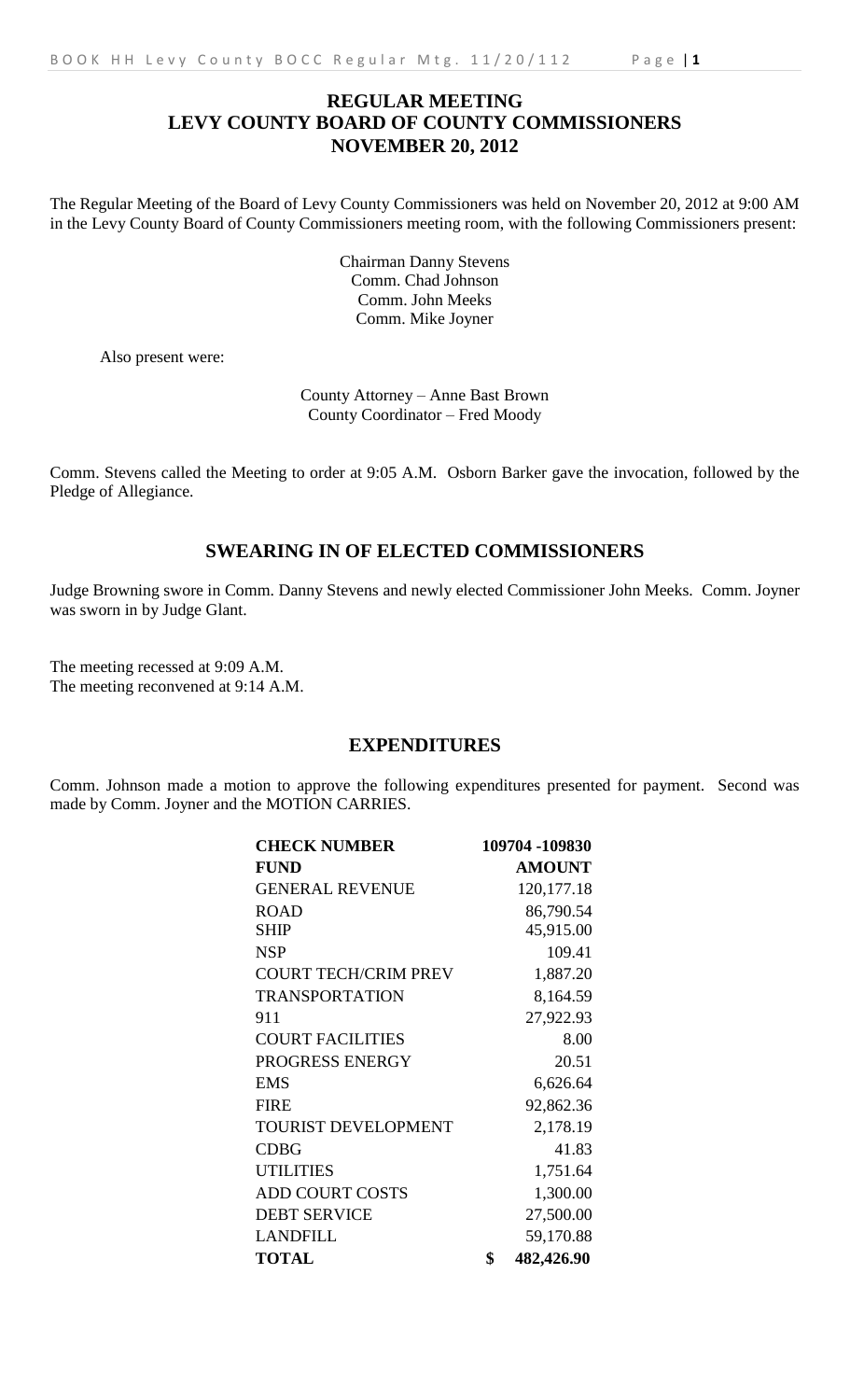# REGULAR MEETING
# LEVY COUNTY BOARD OF COUNTY COMMISSIONERS
# NOVEMBER 20, 2012

The Regular Meeting of the Board of Levy County Commissioners was held on November 20, 2012 at 9:00 AM in the Levy County Board of County Commissioners meeting room, with the following Commissioners present:

Chairman Danny Stevens
Comm. Chad Johnson
Comm. John Meeks
Comm. Mike Joyner

Also present were:

County Attorney – Anne Bast Brown
County Coordinator – Fred Moody

Comm. Stevens called the Meeting to order at 9:05 A.M. Osborn Barker gave the invocation, followed by the Pledge of Allegiance.

## SWEARING IN OF ELECTED COMMISSIONERS

Judge Browning swore in Comm. Danny Stevens and newly elected Commissioner John Meeks. Comm. Joyner was sworn in by Judge Glant.

The meeting recessed at 9:09 A.M.
The meeting reconvened at 9:14 A.M.

## EXPENDITURES

Comm. Johnson made a motion to approve the following expenditures presented for payment. Second was made by Comm. Joyner and the MOTION CARRIES.

| CHECK NUMBER | 109704 -109830 |
|---|---|
| **FUND** | **AMOUNT** |
| GENERAL REVENUE | 120,177.18 |
| ROAD | 86,790.54 |
| SHIP | 45,915.00 |
| NSP | 109.41 |
| COURT TECH/CRIM PREV | 1,887.20 |
| TRANSPORTATION | 8,164.59 |
| 911 | 27,922.93 |
| COURT FACILITIES | 8.00 |
| PROGRESS ENERGY | 20.51 |
| EMS | 6,626.64 |
| FIRE | 92,862.36 |
| TOURIST DEVELOPMENT | 2,178.19 |
| CDBG | 41.83 |
| UTILITIES | 1,751.64 |
| ADD COURT COSTS | 1,300.00 |
| DEBT SERVICE | 27,500.00 |
| LANDFILL | 59,170.88 |
| **TOTAL** | **$ 482,426.90** |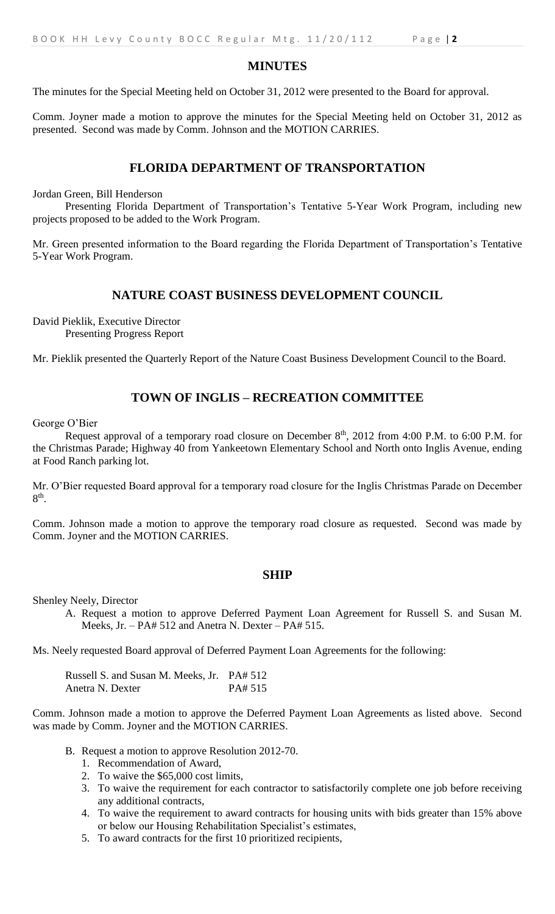## MINUTES

The minutes for the Special Meeting held on October 31, 2012 were presented to the Board for approval.

Comm. Joyner made a motion to approve the minutes for the Special Meeting held on October 31, 2012 as presented. Second was made by Comm. Johnson and the MOTION CARRIES.

## FLORIDA DEPARTMENT OF TRANSPORTATION

Jordan Green, Bill Henderson

Presenting Florida Department of Transportation's Tentative 5-Year Work Program, including new projects proposed to be added to the Work Program.

Mr. Green presented information to the Board regarding the Florida Department of Transportation's Tentative 5-Year Work Program.

## NATURE COAST BUSINESS DEVELOPMENT COUNCIL

David Pieklik, Executive Director

Presenting Progress Report

Mr. Pieklik presented the Quarterly Report of the Nature Coast Business Development Council to the Board.

## TOWN OF INGLIS – RECREATION COMMITTEE

George O'Bier

Request approval of a temporary road closure on December 8th, 2012 from 4:00 P.M. to 6:00 P.M. for the Christmas Parade; Highway 40 from Yankeetown Elementary School and North onto Inglis Avenue, ending at Food Ranch parking lot.

Mr. O'Bier requested Board approval for a temporary road closure for the Inglis Christmas Parade on December 8th.

Comm. Johnson made a motion to approve the temporary road closure as requested. Second was made by Comm. Joyner and the MOTION CARRIES.

## SHIP

Shenley Neely, Director

A. Request a motion to approve Deferred Payment Loan Agreement for Russell S. and Susan M. Meeks, Jr. – PA# 512 and Anetra N. Dexter – PA# 515.

Ms. Neely requested Board approval of Deferred Payment Loan Agreements for the following:

Russell S. and Susan M. Meeks, Jr. PA# 512
Anetra N. Dexter PA# 515

Comm. Johnson made a motion to approve the Deferred Payment Loan Agreements as listed above. Second was made by Comm. Joyner and the MOTION CARRIES.

B. Request a motion to approve Resolution 2012-70.
   1. Recommendation of Award,
   2. To waive the $65,000 cost limits,
   3. To waive the requirement for each contractor to satisfactorily complete one job before receiving any additional contracts,
   4. To waive the requirement to award contracts for housing units with bids greater than 15% above or below our Housing Rehabilitation Specialist's estimates,
   5. To award contracts for the first 10 prioritized recipients,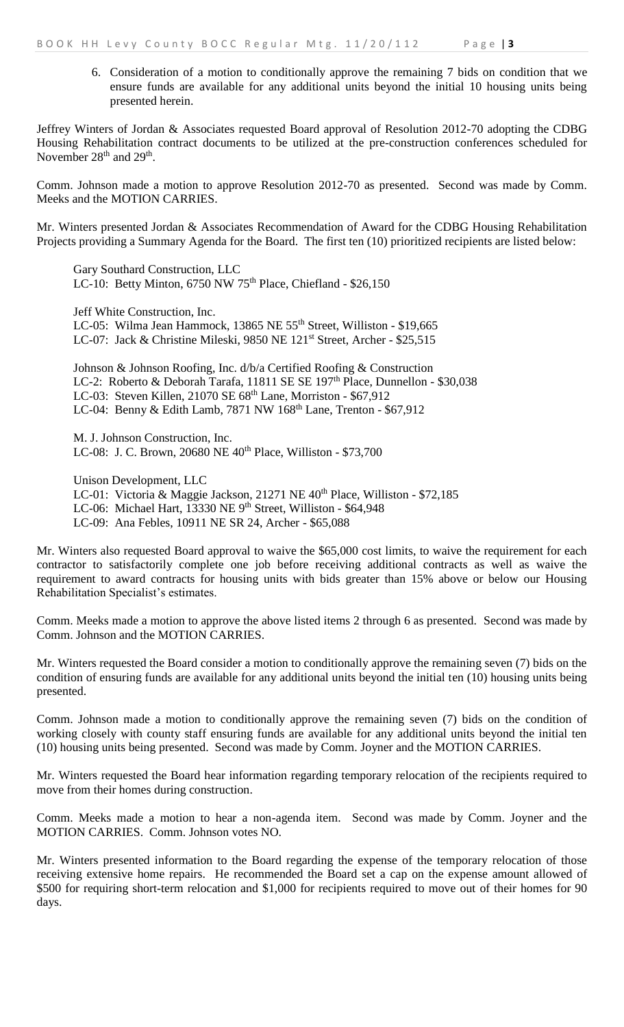6. Consideration of a motion to conditionally approve the remaining 7 bids on condition that we ensure funds are available for any additional units beyond the initial 10 housing units being presented herein.

Jeffrey Winters of Jordan & Associates requested Board approval of Resolution 2012-70 adopting the CDBG Housing Rehabilitation contract documents to be utilized at the pre-construction conferences scheduled for November 28th and 29th.

Comm. Johnson made a motion to approve Resolution 2012-70 as presented. Second was made by Comm. Meeks and the MOTION CARRIES.

Mr. Winters presented Jordan & Associates Recommendation of Award for the CDBG Housing Rehabilitation Projects providing a Summary Agenda for the Board. The first ten (10) prioritized recipients are listed below:

Gary Southard Construction, LLC
LC-10: Betty Minton, 6750 NW 75th Place, Chiefland - $26,150

Jeff White Construction, Inc.
LC-05: Wilma Jean Hammock, 13865 NE 55th Street, Williston - $19,665
LC-07: Jack & Christine Mileski, 9850 NE 121st Street, Archer - $25,515

Johnson & Johnson Roofing, Inc. d/b/a Certified Roofing & Construction
LC-2: Roberto & Deborah Tarafa, 11811 SE SE 197th Place, Dunnellon - $30,038
LC-03: Steven Killen, 21070 SE 68th Lane, Morriston - $67,912
LC-04: Benny & Edith Lamb, 7871 NW 168th Lane, Trenton - $67,912

M. J. Johnson Construction, Inc.
LC-08: J. C. Brown, 20680 NE 40th Place, Williston - $73,700

Unison Development, LLC
LC-01: Victoria & Maggie Jackson, 21271 NE 40th Place, Williston - $72,185
LC-06: Michael Hart, 13330 NE 9th Street, Williston - $64,948
LC-09: Ana Febles, 10911 NE SR 24, Archer - $65,088

Mr. Winters also requested Board approval to waive the $65,000 cost limits, to waive the requirement for each contractor to satisfactorily complete one job before receiving additional contracts as well as waive the requirement to award contracts for housing units with bids greater than 15% above or below our Housing Rehabilitation Specialist's estimates.

Comm. Meeks made a motion to approve the above listed items 2 through 6 as presented. Second was made by Comm. Johnson and the MOTION CARRIES.

Mr. Winters requested the Board consider a motion to conditionally approve the remaining seven (7) bids on the condition of ensuring funds are available for any additional units beyond the initial ten (10) housing units being presented.

Comm. Johnson made a motion to conditionally approve the remaining seven (7) bids on the condition of working closely with county staff ensuring funds are available for any additional units beyond the initial ten (10) housing units being presented. Second was made by Comm. Joyner and the MOTION CARRIES.

Mr. Winters requested the Board hear information regarding temporary relocation of the recipients required to move from their homes during construction.

Comm. Meeks made a motion to hear a non-agenda item. Second was made by Comm. Joyner and the MOTION CARRIES. Comm. Johnson votes NO.

Mr. Winters presented information to the Board regarding the expense of the temporary relocation of those receiving extensive home repairs. He recommended the Board set a cap on the expense amount allowed of $500 for requiring short-term relocation and $1,000 for recipients required to move out of their homes for 90 days.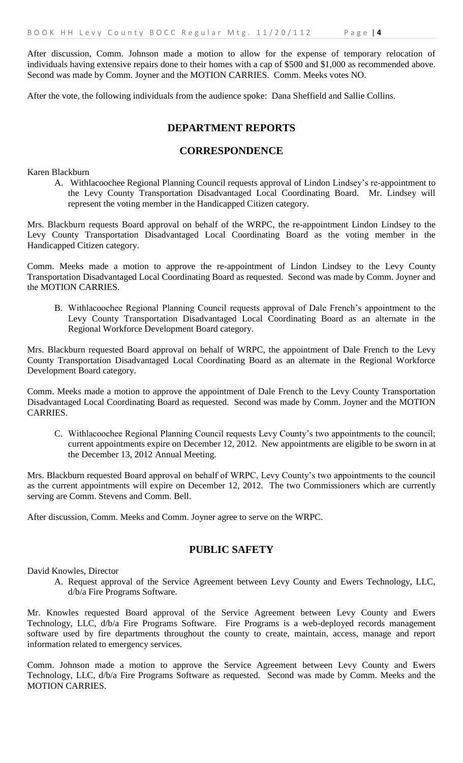After discussion, Comm. Johnson made a motion to allow for the expense of temporary relocation of individuals having extensive repairs done to their homes with a cap of $500 and $1,000 as recommended above. Second was made by Comm. Joyner and the MOTION CARRIES. Comm. Meeks votes NO.

After the vote, the following individuals from the audience spoke: Dana Sheffield and Sallie Collins.

## DEPARTMENT REPORTS

## CORRESPONDENCE

Karen Blackburn

A. Withlacoochee Regional Planning Council requests approval of Lindon Lindsey's re-appointment to the Levy County Transportation Disadvantaged Local Coordinating Board. Mr. Lindsey will represent the voting member in the Handicapped Citizen category.

Mrs. Blackburn requests Board approval on behalf of the WRPC, the re-appointment Lindon Lindsey to the Levy County Transportation Disadvantaged Local Coordinating Board as the voting member in the Handicapped Citizen category.

Comm. Meeks made a motion to approve the re-appointment of Lindon Lindsey to the Levy County Transportation Disadvantaged Local Coordinating Board as requested. Second was made by Comm. Joyner and the MOTION CARRIES.

B. Withlacoochee Regional Planning Council requests approval of Dale French's appointment to the Levy County Transportation Disadvantaged Local Coordinating Board as an alternate in the Regional Workforce Development Board category.

Mrs. Blackburn requested Board approval on behalf of WRPC, the appointment of Dale French to the Levy County Transportation Disadvantaged Local Coordinating Board as an alternate in the Regional Workforce Development Board category.

Comm. Meeks made a motion to approve the appointment of Dale French to the Levy County Transportation Disadvantaged Local Coordinating Board as requested. Second was made by Comm. Joyner and the MOTION CARRIES.

C. Withlacoochee Regional Planning Council requests Levy County's two appointments to the council; current appointments expire on December 12, 2012. New appointments are eligible to be sworn in at the December 13, 2012 Annual Meeting.

Mrs. Blackburn requested Board approval on behalf of WRPC, Levy County's two appointments to the council as the current appointments will expire on December 12, 2012. The two Commissioners which are currently serving are Comm. Stevens and Comm. Bell.

After discussion, Comm. Meeks and Comm. Joyner agree to serve on the WRPC.

## PUBLIC SAFETY

David Knowles, Director

A. Request approval of the Service Agreement between Levy County and Ewers Technology, LLC, d/b/a Fire Programs Software.

Mr. Knowles requested Board approval of the Service Agreement between Levy County and Ewers Technology, LLC, d/b/a Fire Programs Software. Fire Programs is a web-deployed records management software used by fire departments throughout the county to create, maintain, access, manage and report information related to emergency services.

Comm. Johnson made a motion to approve the Service Agreement between Levy County and Ewers Technology, LLC, d/b/a Fire Programs Software as requested. Second was made by Comm. Meeks and the MOTION CARRIES.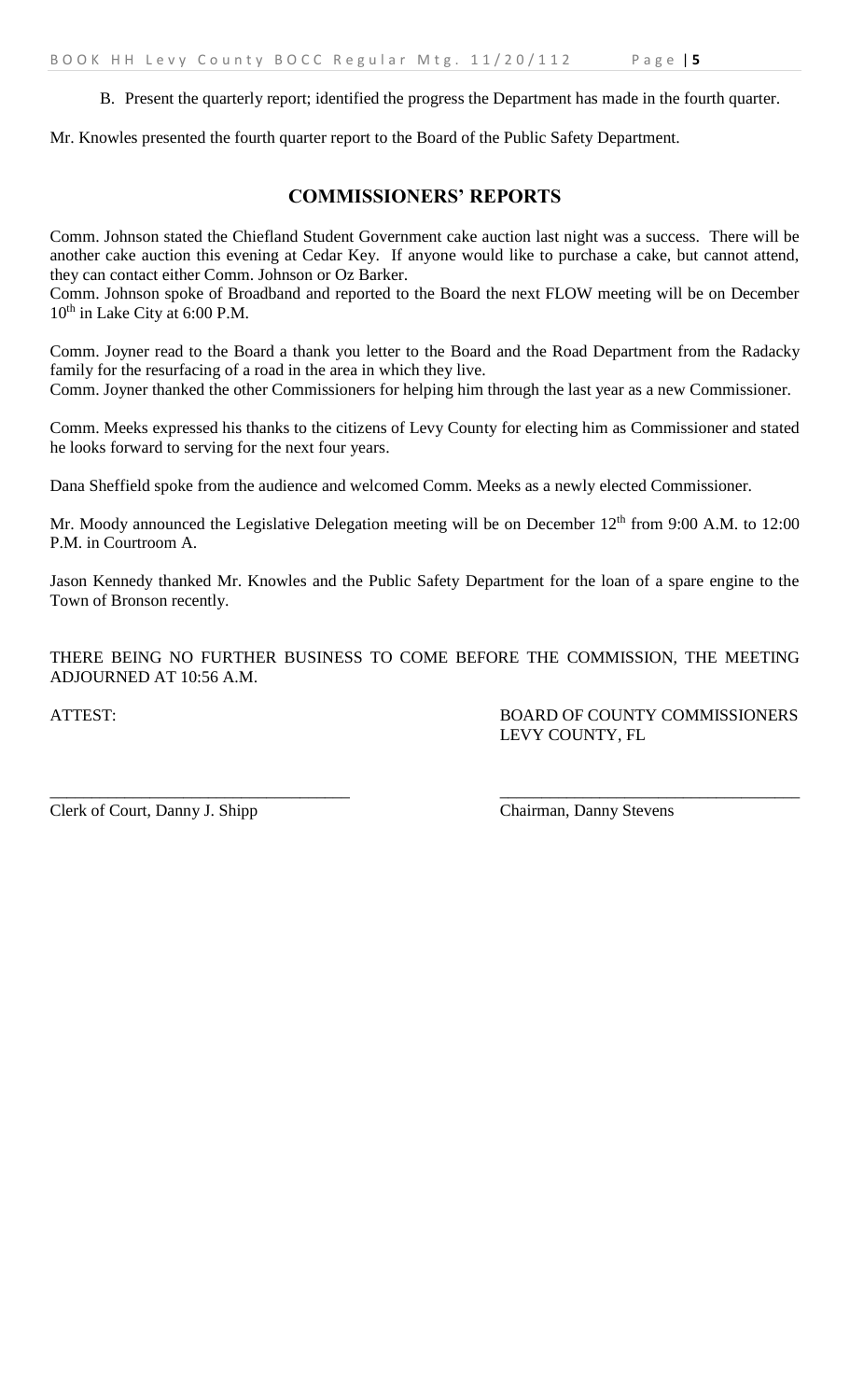B. Present the quarterly report; identified the progress the Department has made in the fourth quarter.

Mr. Knowles presented the fourth quarter report to the Board of the Public Safety Department.

## COMMISSIONERS' REPORTS

Comm. Johnson stated the Chiefland Student Government cake auction last night was a success. There will be another cake auction this evening at Cedar Key. If anyone would like to purchase a cake, but cannot attend, they can contact either Comm. Johnson or Oz Barker.

Comm. Johnson spoke of Broadband and reported to the Board the next FLOW meeting will be on December 10th in Lake City at 6:00 P.M.

Comm. Joyner read to the Board a thank you letter to the Board and the Road Department from the Radacky family for the resurfacing of a road in the area in which they live.

Comm. Joyner thanked the other Commissioners for helping him through the last year as a new Commissioner.

Comm. Meeks expressed his thanks to the citizens of Levy County for electing him as Commissioner and stated he looks forward to serving for the next four years.

Dana Sheffield spoke from the audience and welcomed Comm. Meeks as a newly elected Commissioner.

Mr. Moody announced the Legislative Delegation meeting will be on December 12th from 9:00 A.M. to 12:00 P.M. in Courtroom A.

Jason Kennedy thanked Mr. Knowles and the Public Safety Department for the loan of a spare engine to the Town of Bronson recently.

THERE BEING NO FURTHER BUSINESS TO COME BEFORE THE COMMISSION, THE MEETING ADJOURNED AT 10:56 A.M.

ATTEST: BOARD OF COUNTY COMMISSIONERS LEVY COUNTY, FL

\_\_\_\_\_\_\_\_\_\_\_\_\_\_\_\_\_\_\_\_\_\_\_\_\_\_\_\_\_\_\_\_\_\_\_\_ \_\_\_\_\_\_\_\_\_\_\_\_\_\_\_\_\_\_\_\_\_\_\_\_\_\_\_\_\_\_\_\_\_\_\_\_

Clerk of Court, Danny J. Shipp Chairman, Danny Stevens